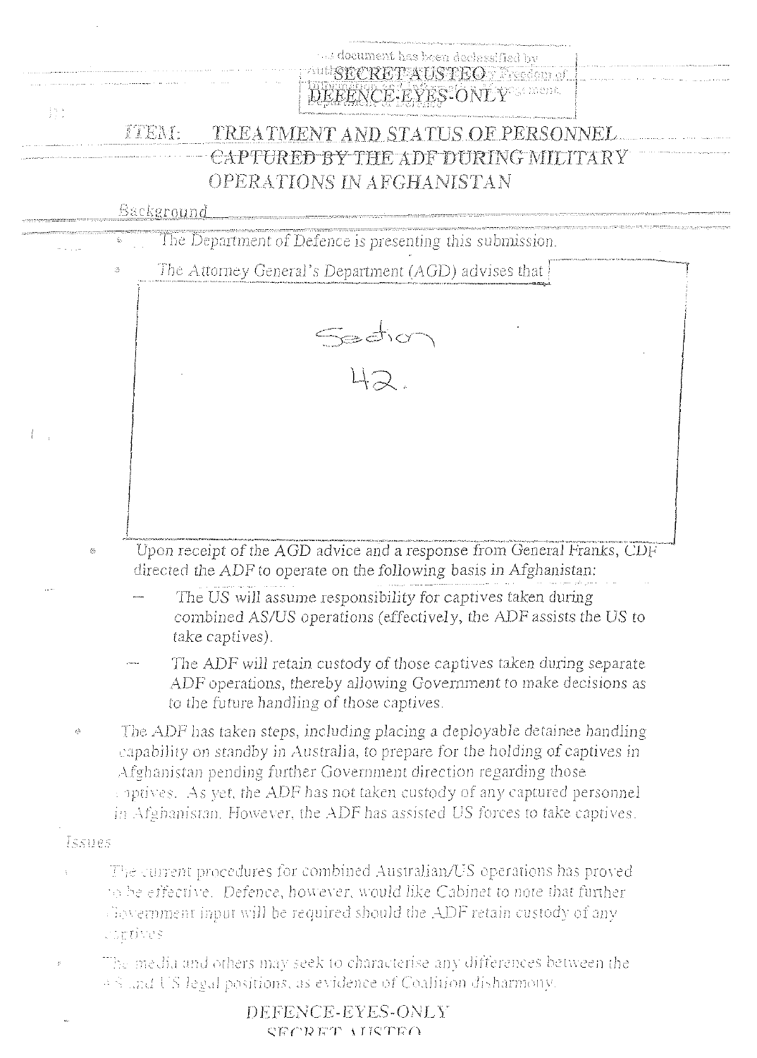This document has been declassified by Authority of the Freedom of Information Act

SECRET AUSTEO
DEFENCE-EYES-ONLY

## ITEM: TREATMENT AND STATUS OF PERSONNEL CAPTURED BY THE ADF DURING MILITARY OPERATIONS IN AFGHANISTAN

*Background*

- The Department of Defence is presenting this submission.
- The Attorney General's Department (AGD) advises that

Section 42.

- Upon receipt of the AGD advice and a response from General Franks, CDF directed the ADF to operate on the following basis in Afghanistan:
  - The US will assume responsibility for captives taken during combined AS/US operations (effectively, the ADF assists the US to take captives).
  - The ADF will retain custody of those captives taken during separate ADF operations, thereby allowing Government to make decisions as to the future handling of those captives.
- The ADF has taken steps, including placing a deployable detainee handling capability on standby in Australia, to prepare for the holding of captives in Afghanistan pending further Government direction regarding those captives. As yet, the ADF has not taken custody of any captured personnel in Afghanistan. However, the ADF has assisted US forces to take captives.

*Issues*

- The current procedures for combined Australian/US operations has proved to be effective. Defence, however, would like Cabinet to note that further Government input will be required should the ADF retain custody of any captives.
- The media and others may seek to characterise any differences between the AS and US legal positions, as evidence of Coalition disharmony.

DEFENCE-EYES-ONLY
SECRET AUSTEO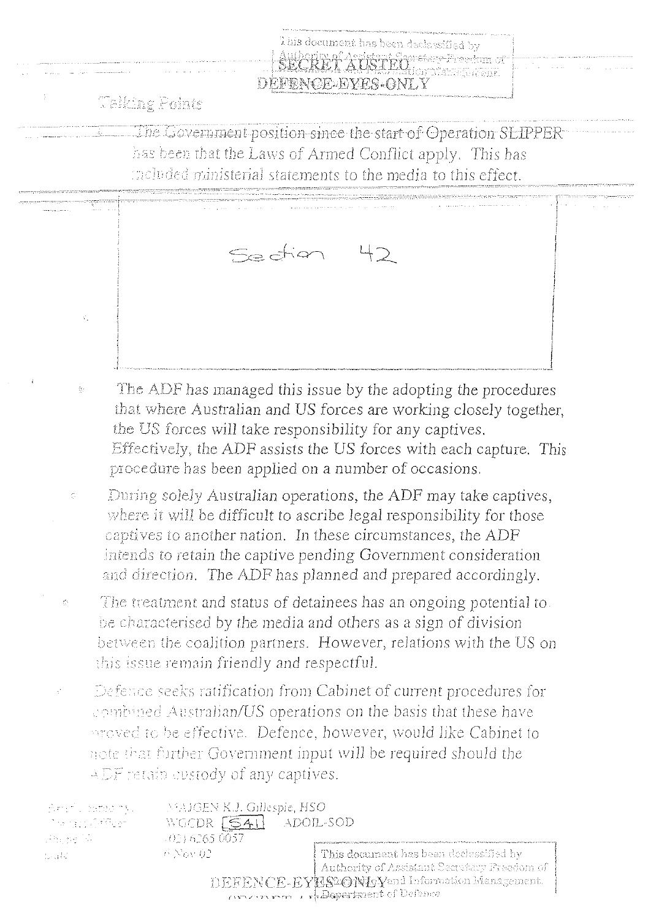This document has been declassified by Authority of Assistant Secretary Freedom of Information and Information Management.

SECRET AUSTEO

DEFENCE-EYES-ONLY

Talking Points

- The Government position since the start of Operation SLIPPER has been that the Laws of Armed Conflict apply. This has included ministerial statements to the media to this effect.

Section 42

- The ADF has managed this issue by the adopting the procedures that where Australian and US forces are working closely together, the US forces will take responsibility for any captives. Effectively, the ADF assists the US forces with each capture. This procedure has been applied on a number of occasions.
- During solely Australian operations, the ADF may take captives, where it will be difficult to ascribe legal responsibility for those captives to another nation. In these circumstances, the ADF intends to retain the captive pending Government consideration and direction. The ADF has planned and prepared accordingly.
- The treatment and status of detainees has an ongoing potential to be characterised by the media and others as a sign of division between the coalition partners. However, relations with the US on this issue remain friendly and respectful.
- Defence seeks ratification from Cabinet of current procedures for combined Australian/US operations on the basis that these have proved to be effective. Defence, however, would like Cabinet to note that further Government input will be required should the ADF retain custody of any captives.

| | |
|---|---|
| Cleared by | MAJGEN K.J. Gillespie, HSO |
| Contact Officer | WGCDR [S41] ADOIL-SOD |
| Phone | (02) 6265 0057 |
| Date | 6 Nov 02 |

This document has been declassified by Authority of Assistant Secretary Freedom of Information and Information Management. Department of Defence

DEFENCE-EYES-ONLY